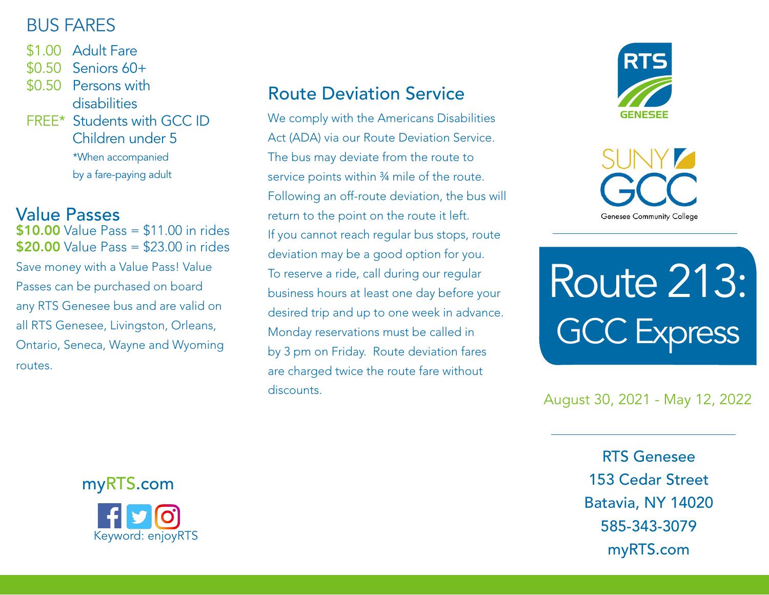## BUS FARES

- $1.00 Adult Fare
- $0.50 Seniors 60+
- $0.50 Persons with disabilities
- FREE* Students with GCC ID
  Children under 5

*When accompanied by a fare-paying adult

## Value Passes

**$10.00** Value Pass = $11.00 in rides
**$20.00** Value Pass = $23.00 in rides

Save money with a Value Pass! Value Passes can be purchased on board any RTS Genesee bus and are valid on all RTS Genesee, Livingston, Orleans, Ontario, Seneca, Wayne and Wyoming routes.

## Route Deviation Service

We comply with the Americans Disabilities Act (ADA) via our Route Deviation Service. The bus may deviate from the route to service points within ¾ mile of the route. Following an off-route deviation, the bus will return to the point on the route it left.

If you cannot reach regular bus stops, route deviation may be a good option for you.

To reserve a ride, call during our regular business hours at least one day before your desired trip and up to one week in advance. Monday reservations must be called in by 3 pm on Friday. Route deviation fares are charged twice the route fare without discounts.

myRTS.com

Keyword: enjoyRTS

RTS GENESEE

SUNY GCC
Genesee Community College

# Route 213: GCC Express

August 30, 2021 - May 12, 2022

RTS Genesee
153 Cedar Street
Batavia, NY 14020
585-343-3079
myRTS.com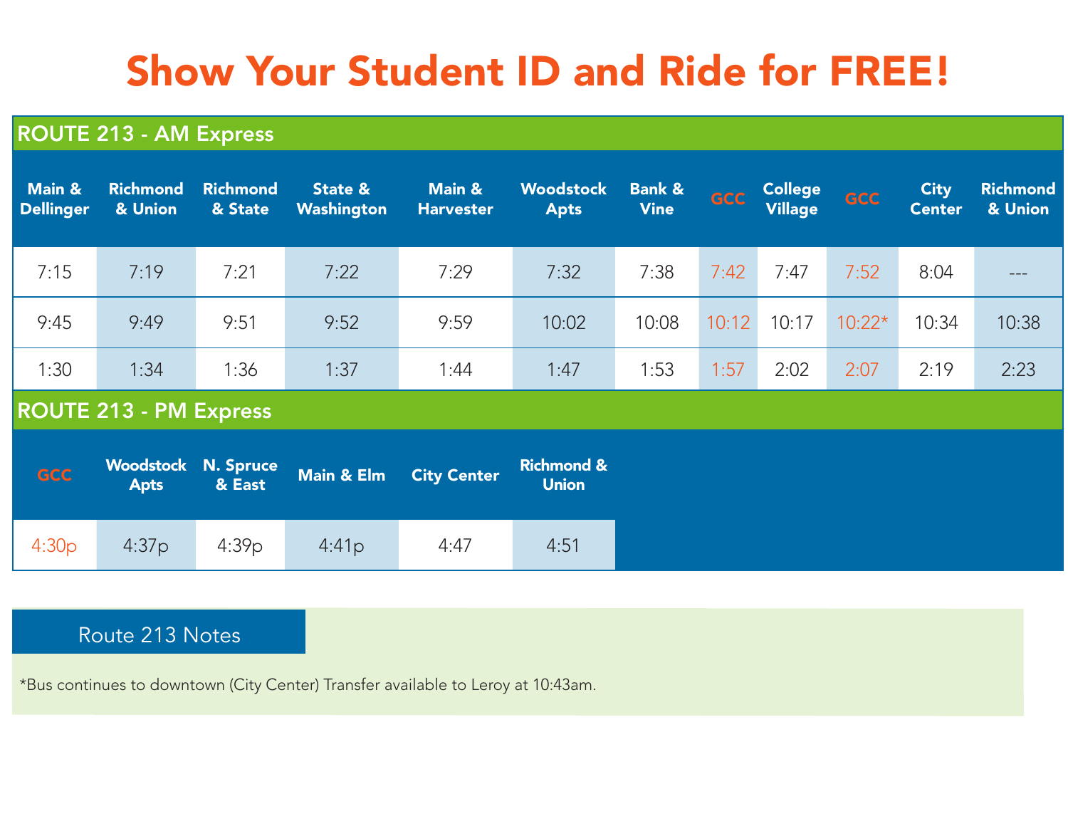# Show Your Student ID and Ride for FREE!

## ROUTE 213 - AM Express

| Main & Dellinger | Richmond & Union | Richmond & State | State & Washington | Main & Harvester | Woodstock Apts | Bank & Vine | GCC | College Village | GCC | City Center | Richmond & Union |
|---|---|---|---|---|---|---|---|---|---|---|---|
| 7:15 | 7:19 | 7:21 | 7:22 | 7:29 | 7:32 | 7:38 | 7:42 | 7:47 | 7:52 | 8:04 | --- |
| 9:45 | 9:49 | 9:51 | 9:52 | 9:59 | 10:02 | 10:08 | 10:12 | 10:17 | 10:22* | 10:34 | 10:38 |
| 1:30 | 1:34 | 1:36 | 1:37 | 1:44 | 1:47 | 1:53 | 1:57 | 2:02 | 2:07 | 2:19 | 2:23 |

## ROUTE 213 - PM Express

| GCC | Woodstock Apts | N. Spruce & East | Main & Elm | City Center | Richmond & Union |
|---|---|---|---|---|---|
| 4:30p | 4:37p | 4:39p | 4:41p | 4:47 | 4:51 |

### Route 213 Notes

*Bus continues to downtown (City Center) Transfer available to Leroy at 10:43am.